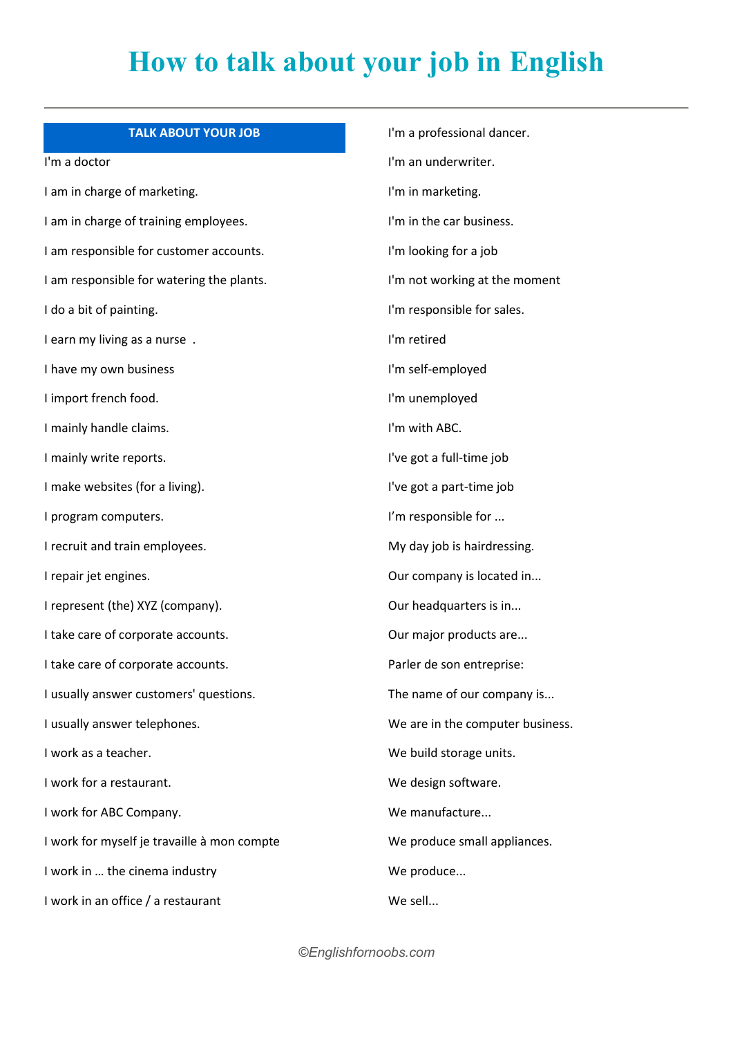# How to talk about your job in English

## TALK ABOUT YOUR JOB

I'm a doctor

I am in charge of marketing.

I am in charge of training employees.

I am responsible for customer accounts.

I am responsible for watering the plants.

I do a bit of painting.

I earn my living as a nurse .

I have my own business

I import french food.

I mainly handle claims.

I mainly write reports.

I make websites (for a living).

I program computers.

I recruit and train employees.

I repair jet engines.

I represent (the) XYZ (company).

I take care of corporate accounts.

I take care of corporate accounts.

I usually answer customers' questions.

I usually answer telephones.

I work as a teacher.

I work for a restaurant.

I work for ABC Company.

I work for myself je travaille à mon compte

I work in … the cinema industry

I work in an office / a restaurant

I'm a professional dancer.

I'm an underwriter.

I'm in marketing.

I'm in the car business.

I'm looking for a job

I'm not working at the moment

I'm responsible for sales.

I'm retired

I'm self-employed

I'm unemployed

I'm with ABC.

I've got a full-time job

I've got a part-time job

I’m responsible for ...

My day job is hairdressing.

Our company is located in...

Our headquarters is in...

Our major products are...

Parler de son entreprise:

The name of our company is...

We are in the computer business.

We build storage units.

We design software.

We manufacture...

We produce small appliances.

We produce...

We sell...

©Englishfornoobs.com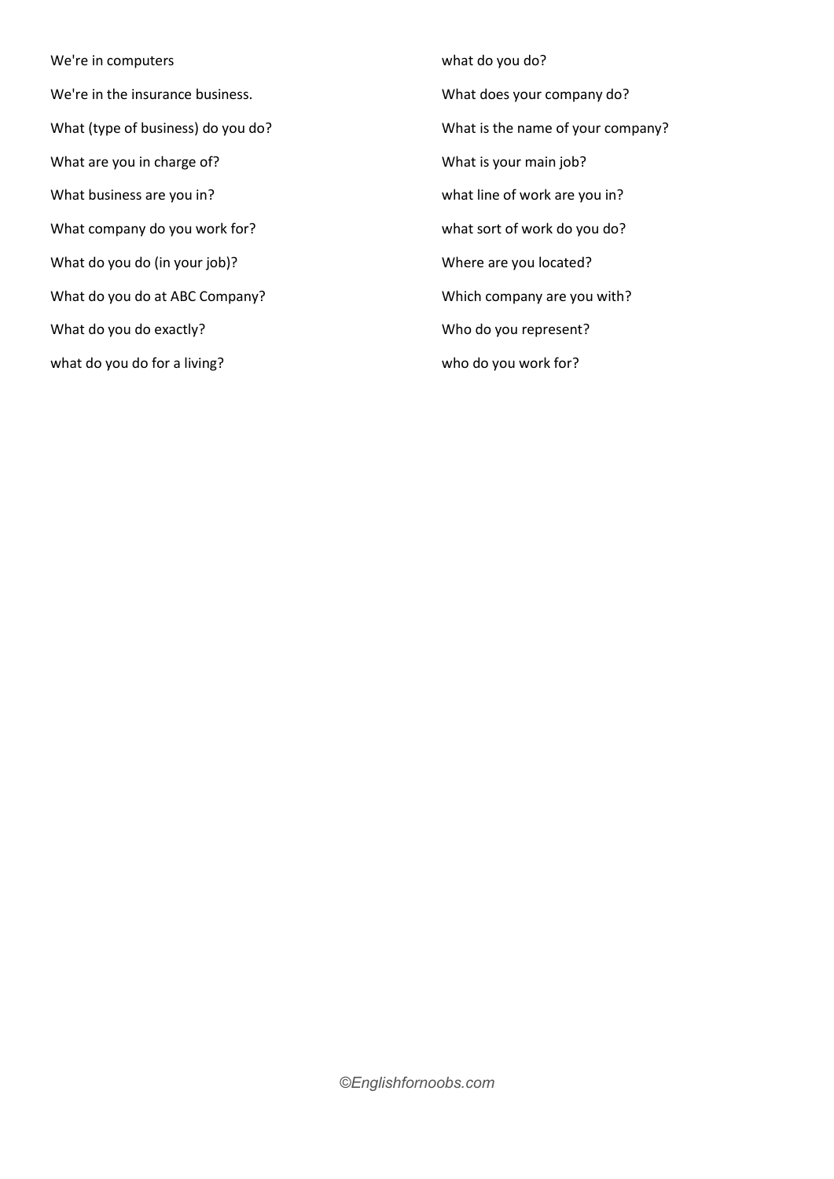We're in computers

We're in the insurance business.

What (type of business) do you do?

What are you in charge of?

What business are you in?

What company do you work for?

What do you do (in your job)?

What do you do at ABC Company?

What do you do exactly?

what do you do for a living?

what do you do?

What does your company do?

What is the name of your company?

What is your main job?

what line of work are you in?

what sort of work do you do?

Where are you located?

Which company are you with?

Who do you represent?

who do you work for?

*©Englishfornoobs.com*